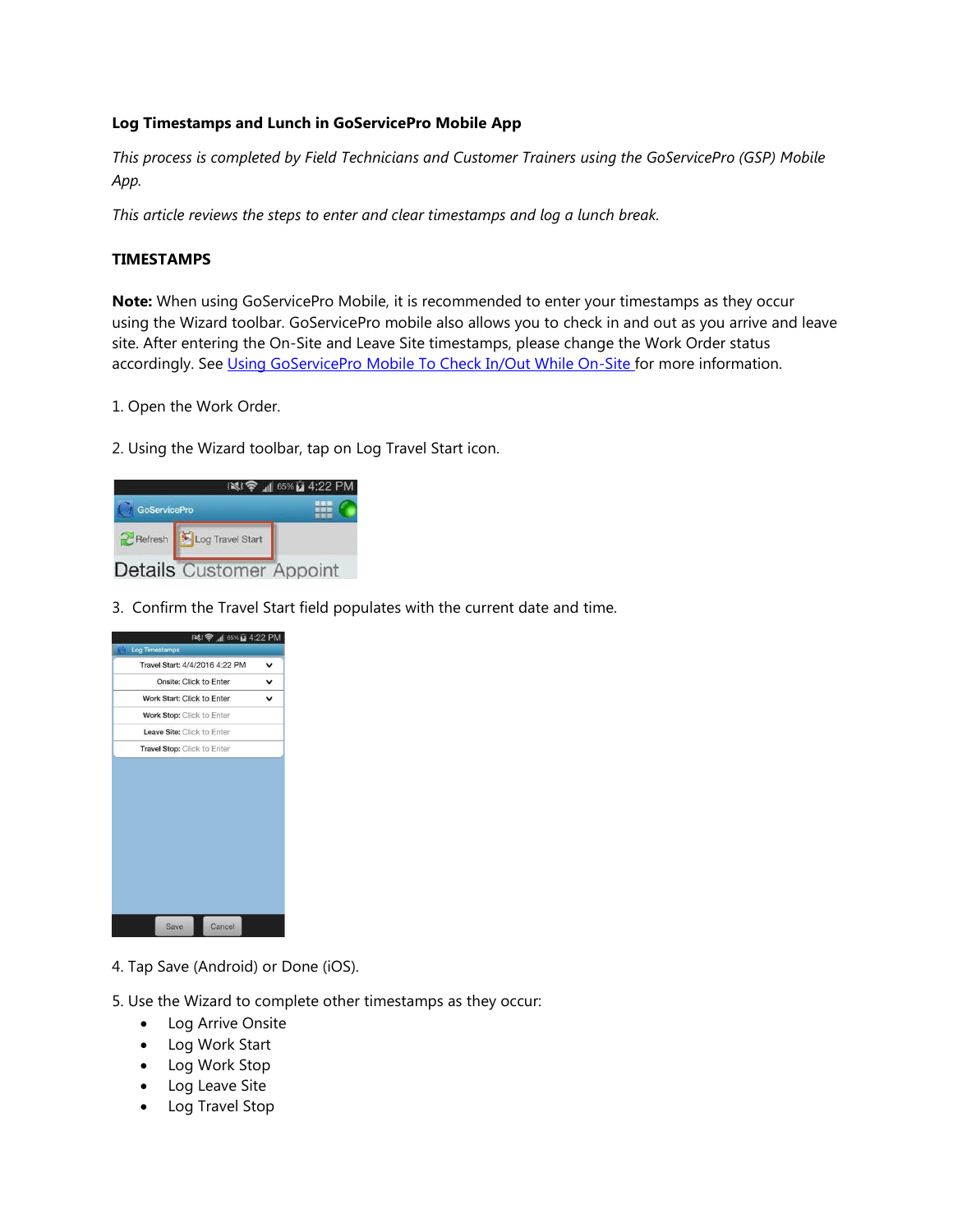# Log Timestamps and Lunch in GoServicePro Mobile App

*This process is completed by Field Technicians and Customer Trainers using the GoServicePro (GSP) Mobile App.*

*This article reviews the steps to enter and clear timestamps and log a lunch break.*

## TIMESTAMPS

**Note:** When using GoServicePro Mobile, it is recommended to enter your timestamps as they occur using the Wizard toolbar. GoServicePro mobile also allows you to check in and out as you arrive and leave site. After entering the On-Site and Leave Site timestamps, please change the Work Order status accordingly. See [Using GoServicePro Mobile To Check In/Out While On-Site](#) for more information.

1. Open the Work Order.

2. Using the Wizard toolbar, tap on Log Travel Start icon.

3. Confirm the Travel Start field populates with the current date and time.

4. Tap Save (Android) or Done (iOS).

5. Use the Wizard to complete other timestamps as they occur:
   - Log Arrive Onsite
   - Log Work Start
   - Log Work Stop
   - Log Leave Site
   - Log Travel Stop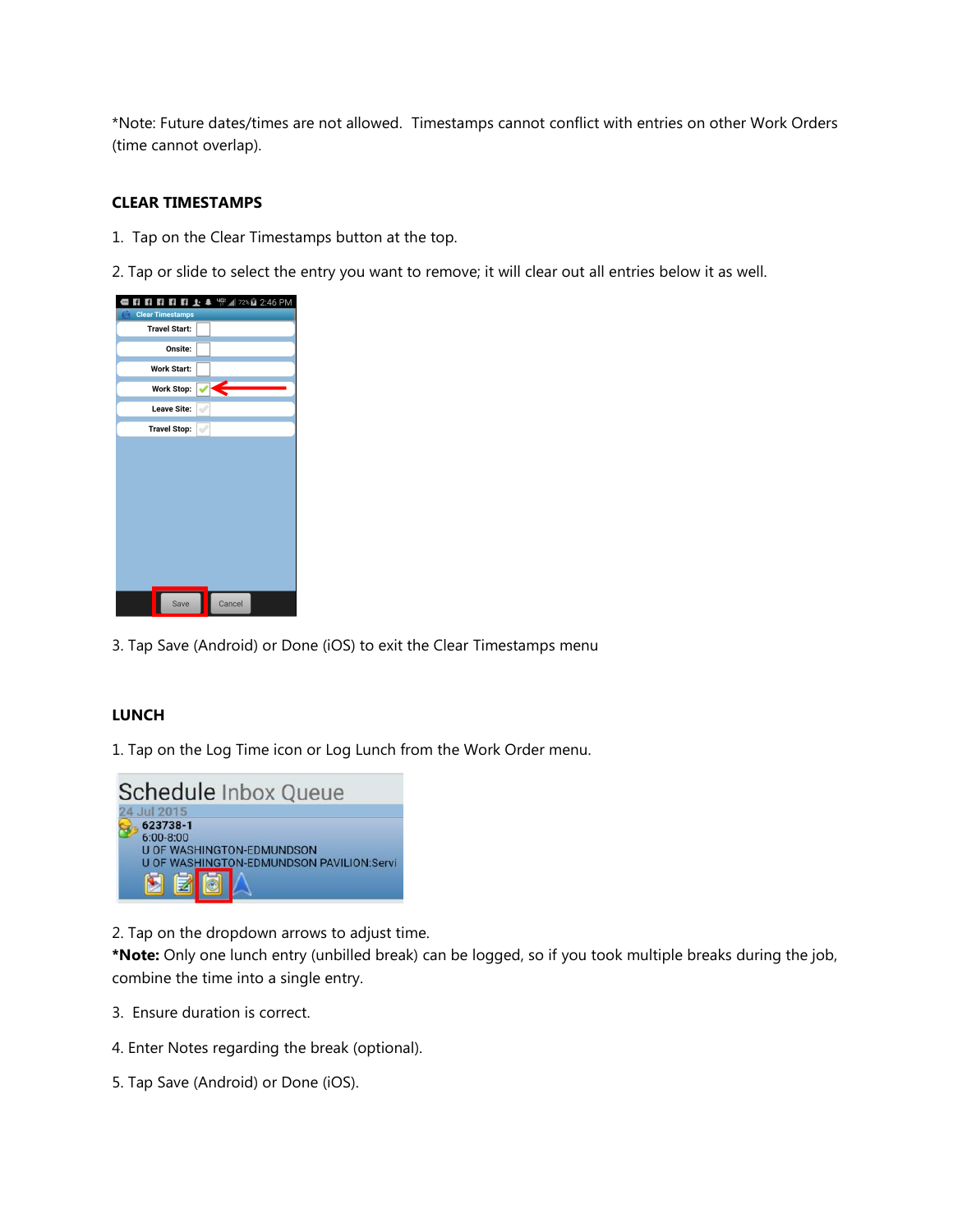*Note: Future dates/times are not allowed. Timestamps cannot conflict with entries on other Work Orders (time cannot overlap).

**CLEAR TIMESTAMPS**

1. Tap on the Clear Timestamps button at the top.

2. Tap or slide to select the entry you want to remove; it will clear out all entries below it as well.

3. Tap Save (Android) or Done (iOS) to exit the Clear Timestamps menu

**LUNCH**

1. Tap on the Log Time icon or Log Lunch from the Work Order menu.

2. Tap on the dropdown arrows to adjust time.
***Note:** Only one lunch entry (unbilled break) can be logged, so if you took multiple breaks during the job, combine the time into a single entry.

3. Ensure duration is correct.

4. Enter Notes regarding the break (optional).

5. Tap Save (Android) or Done (iOS).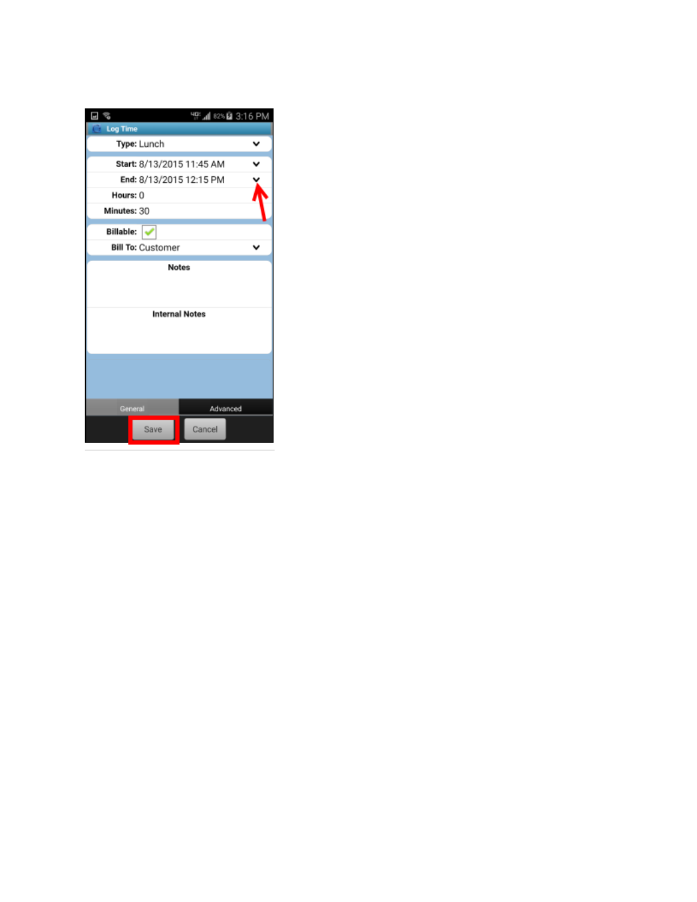Log Time

Type: Lunch

Start: 8/13/2015 11:45 AM

End: 8/13/2015 12:15 PM

Hours: 0

Minutes: 30

Billable:

Bill To: Customer

Notes

Internal Notes

General

Advanced

Save

Cancel